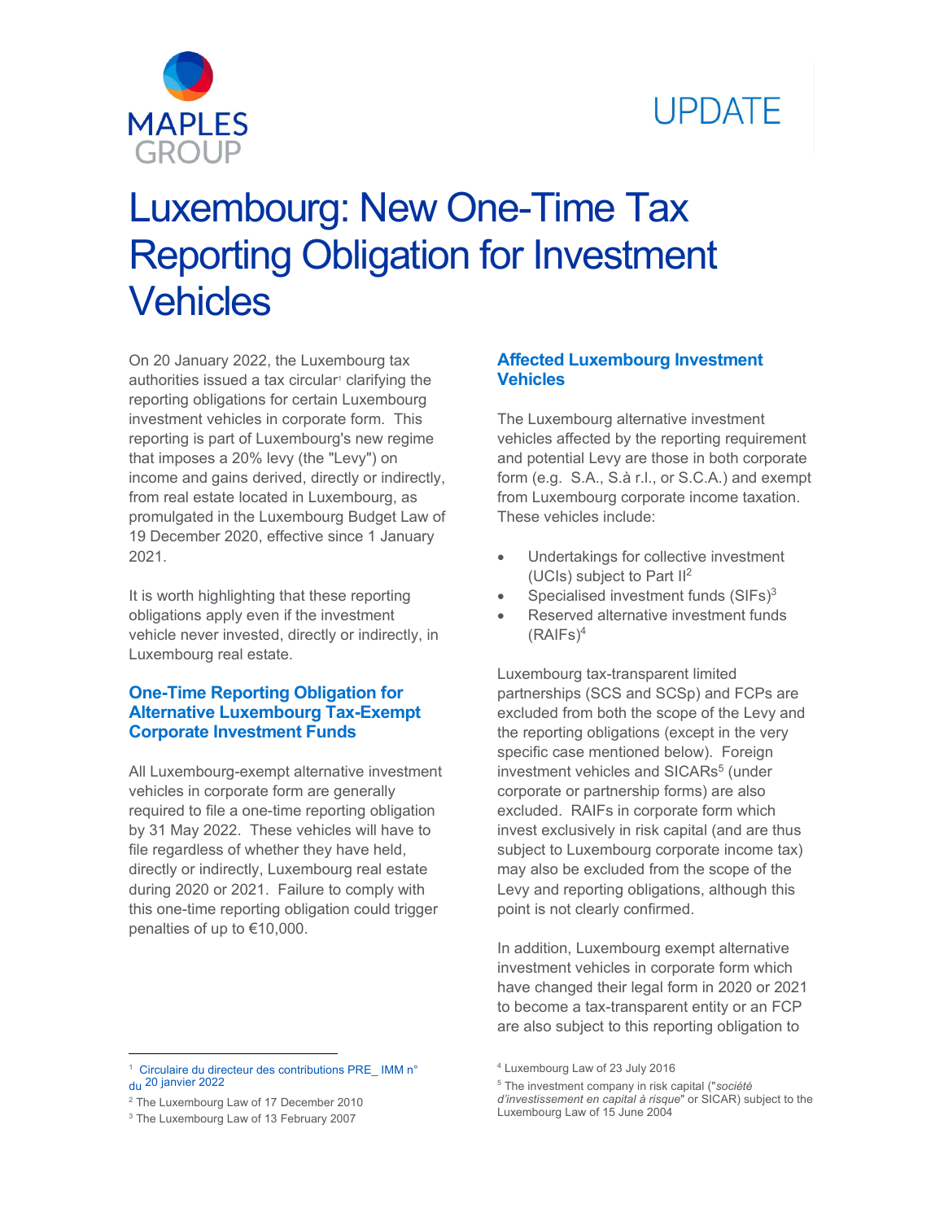# Luxembourg: New One-Time Tax Reporting Obligation for Investment Vehicles

On 20 January 2022, the Luxembourg tax authorities issued a tax circular[1] clarifying the reporting obligations for certain Luxembourg investment vehicles in corporate form. This reporting is part of Luxembourg's new regime that imposes a 20% levy (the "Levy") on income and gains derived, directly or indirectly, from real estate located in Luxembourg, as promulgated in the Luxembourg Budget Law of 19 December 2020, effective since 1 January 2021.

It is worth highlighting that these reporting obligations apply even if the investment vehicle never invested, directly or indirectly, in Luxembourg real estate.

## One-Time Reporting Obligation for Alternative Luxembourg Tax-Exempt Corporate Investment Funds

All Luxembourg-exempt alternative investment vehicles in corporate form are generally required to file a one-time reporting obligation by 31 May 2022. These vehicles will have to file regardless of whether they have held, directly or indirectly, Luxembourg real estate during 2020 or 2021. Failure to comply with this one-time reporting obligation could trigger penalties of up to €10,000.

## Affected Luxembourg Investment Vehicles

The Luxembourg alternative investment vehicles affected by the reporting requirement and potential Levy are those in both corporate form (e.g. S.A., S.à r.l., or S.C.A.) and exempt from Luxembourg corporate income taxation. These vehicles include:

- Undertakings for collective investment (UCIs) subject to Part II[2]
- Specialised investment funds (SIFs)[3]
- Reserved alternative investment funds (RAIFs)[4]

Luxembourg tax-transparent limited partnerships (SCS and SCSp) and FCPs are excluded from both the scope of the Levy and the reporting obligations (except in the very specific case mentioned below). Foreign investment vehicles and SICARs[5] (under corporate or partnership forms) are also excluded. RAIFs in corporate form which invest exclusively in risk capital (and are thus subject to Luxembourg corporate income tax) may also be excluded from the scope of the Levy and reporting obligations, although this point is not clearly confirmed.

In addition, Luxembourg exempt alternative investment vehicles in corporate form which have changed their legal form in 2020 or 2021 to become a tax-transparent entity or an FCP are also subject to this reporting obligation to

---

[1] Circulaire du directeur des contributions PRE_ IMM n° du 20 janvier 2022

[2] The Luxembourg Law of 17 December 2010

[3] The Luxembourg Law of 13 February 2007

[4] Luxembourg Law of 23 July 2016

[5] The investment company in risk capital ("*société d'investissement en capital à risque*" or SICAR) subject to the Luxembourg Law of 15 June 2004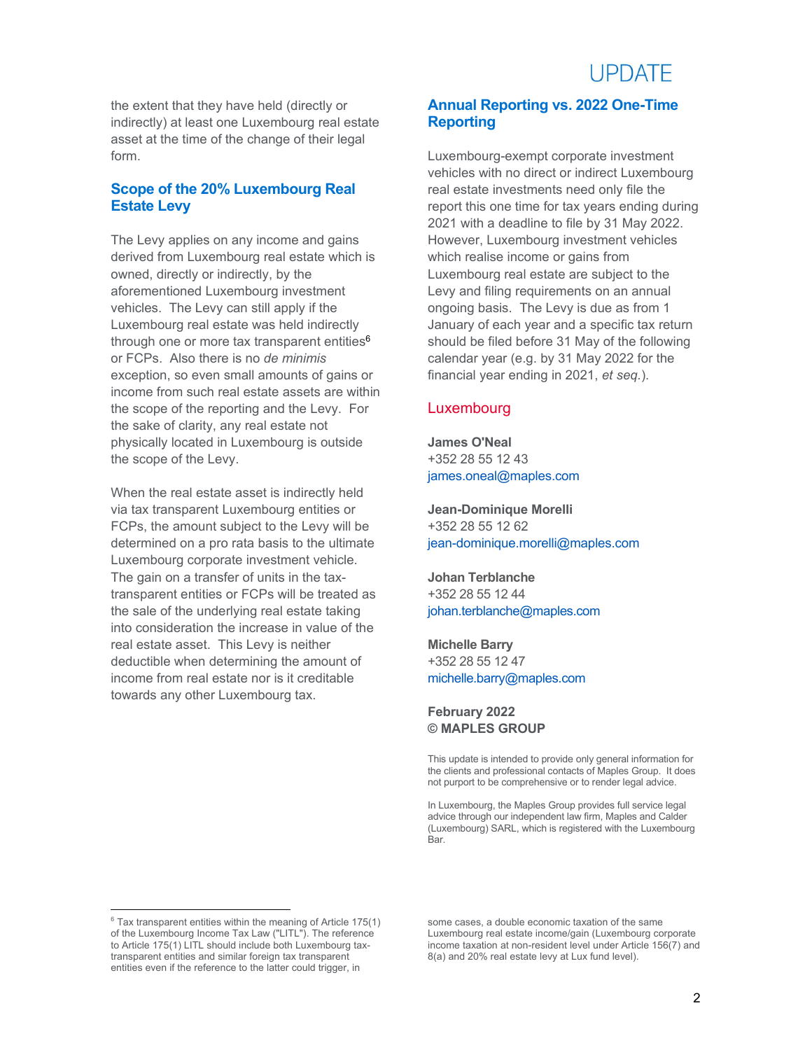the extent that they have held (directly or indirectly) at least one Luxembourg real estate asset at the time of the change of their legal form.

## Scope of the 20% Luxembourg Real Estate Levy

The Levy applies on any income and gains derived from Luxembourg real estate which is owned, directly or indirectly, by the aforementioned Luxembourg investment vehicles. The Levy can still apply if the Luxembourg real estate was held indirectly through one or more tax transparent entities[6] or FCPs. Also there is no *de minimis* exception, so even small amounts of gains or income from such real estate assets are within the scope of the reporting and the Levy. For the sake of clarity, any real estate not physically located in Luxembourg is outside the scope of the Levy.

When the real estate asset is indirectly held via tax transparent Luxembourg entities or FCPs, the amount subject to the Levy will be determined on a pro rata basis to the ultimate Luxembourg corporate investment vehicle. The gain on a transfer of units in the tax-transparent entities or FCPs will be treated as the sale of the underlying real estate taking into consideration the increase in value of the real estate asset. This Levy is neither deductible when determining the amount of income from real estate nor is it creditable towards any other Luxembourg tax.

## Annual Reporting vs. 2022 One-Time Reporting

Luxembourg-exempt corporate investment vehicles with no direct or indirect Luxembourg real estate investments need only file the report this one time for tax years ending during 2021 with a deadline to file by 31 May 2022. However, Luxembourg investment vehicles which realise income or gains from Luxembourg real estate are subject to the Levy and filing requirements on an annual ongoing basis. The Levy is due as from 1 January of each year and a specific tax return should be filed before 31 May of the following calendar year (e.g. by 31 May 2022 for the financial year ending in 2021, *et seq.*).

## Luxembourg

**James O'Neal**
+352 28 55 12 43
james.oneal@maples.com

**Jean-Dominique Morelli**
+352 28 55 12 62
jean-dominique.morelli@maples.com

**Johan Terblanche**
+352 28 55 12 44
johan.terblanche@maples.com

**Michelle Barry**
+352 28 55 12 47
michelle.barry@maples.com

**February 2022**
**© MAPLES GROUP**

This update is intended to provide only general information for the clients and professional contacts of Maples Group. It does not purport to be comprehensive or to render legal advice.

In Luxembourg, the Maples Group provides full service legal advice through our independent law firm, Maples and Calder (Luxembourg) SARL, which is registered with the Luxembourg Bar.

---

[6] Tax transparent entities within the meaning of Article 175(1) of the Luxembourg Income Tax Law ("LITL"). The reference to Article 175(1) LITL should include both Luxembourg tax-transparent entities and similar foreign tax transparent entities even if the reference to the latter could trigger, in some cases, a double economic taxation of the same Luxembourg real estate income/gain (Luxembourg corporate income taxation at non-resident level under Article 156(7) and 8(a) and 20% real estate levy at Lux fund level).